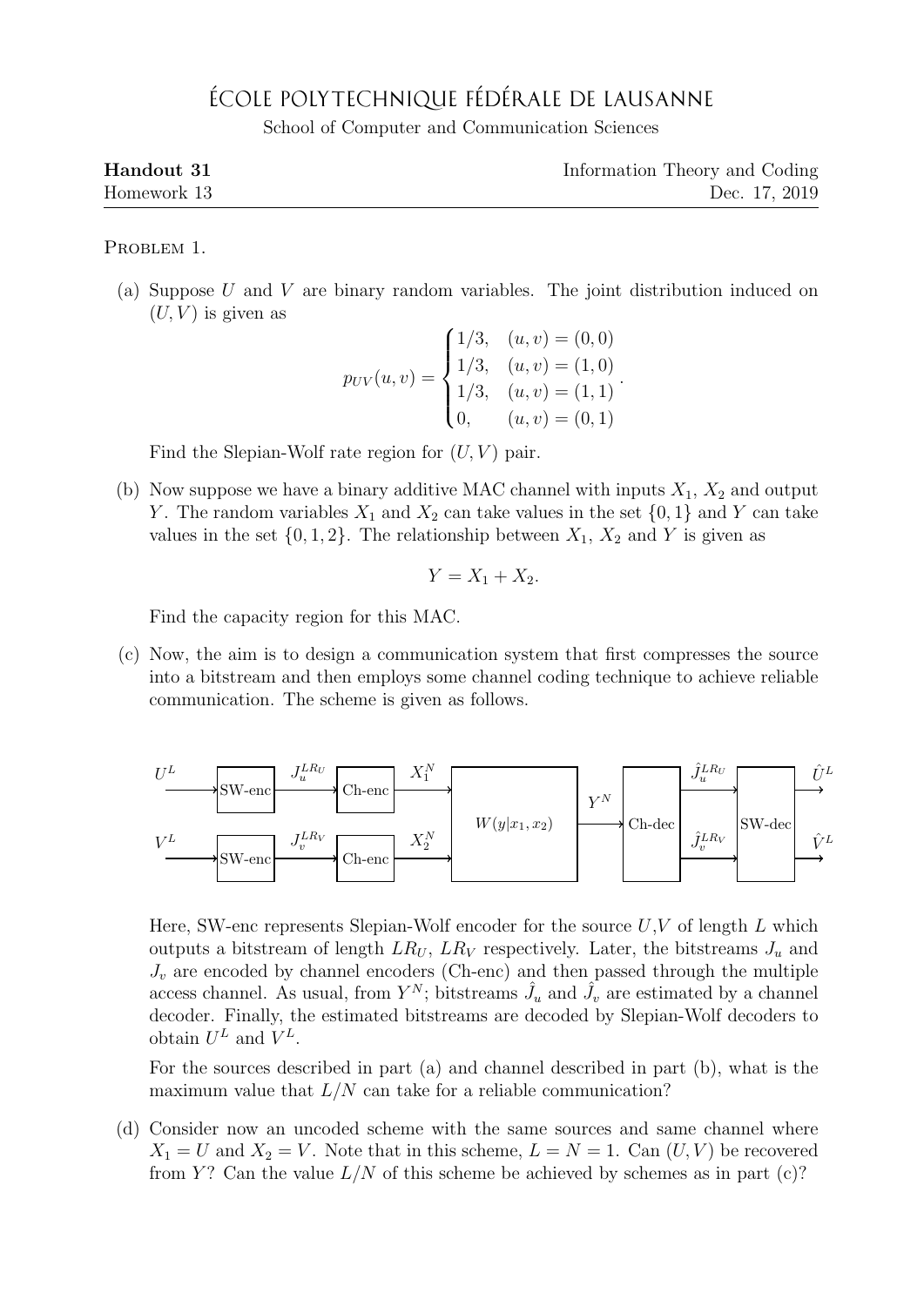# École Polytechnique Fédérale de Lausanne

School of Computer and Communication Sciences

**Handout 31** — Information Theory and Coding

Homework 13 — Dec. 17, 2019

---

Problem 1.

(a) Suppose $U$ and $V$ are binary random variables. The joint distribution induced on $(U, V)$ is given as

$$p_{UV}(u,v) = \begin{cases} 1/3, & (u,v) = (0,0) \\ 1/3, & (u,v) = (1,0) \\ 1/3, & (u,v) = (1,1) \\ 0, & (u,v) = (0,1) \end{cases}.$$

Find the Slepian-Wolf rate region for $(U, V)$ pair.

(b) Now suppose we have a binary additive MAC channel with inputs $X_1$, $X_2$ and output $Y$. The random variables $X_1$ and $X_2$ can take values in the set $\{0, 1\}$ and $Y$ can take values in the set $\{0, 1, 2\}$. The relationship between $X_1$, $X_2$ and $Y$ is given as

$$Y = X_1 + X_2.$$

Find the capacity region for this MAC.

(c) Now, the aim is to design a communication system that first compresses the source into a bitstream and then employs some channel coding technique to achieve reliable communication. The scheme is given as follows.

$U^L$ → SW-enc → $J_u^{LR_U}$ → Ch-enc → $X_1^N$ → $W(y|x_1,x_2)$ → $Y^N$ → Ch-dec → $\hat{J}_u^{LR_U}$ → SW-dec → $\hat{U}^L$

$V^L$ → SW-enc → $J_v^{LR_V}$ → Ch-enc → $X_2^N$ → $W(y|x_1,x_2)$ → $Y^N$ → Ch-dec → $\hat{J}_v^{LR_V}$ → SW-dec → $\hat{V}^L$

Here, SW-enc represents Slepian-Wolf encoder for the source $U$,$V$ of length $L$ which outputs a bitstream of length $LR_U$, $LR_V$ respectively. Later, the bitstreams $J_u$ and $J_v$ are encoded by channel encoders (Ch-enc) and then passed through the multiple access channel. As usual, from $Y^N$; bitstreams $\hat{J}_u$ and $\hat{J}_v$ are estimated by a channel decoder. Finally, the estimated bitstreams are decoded by Slepian-Wolf decoders to obtain $U^L$ and $V^L$.

For the sources described in part (a) and channel described in part (b), what is the maximum value that $L/N$ can take for a reliable communication?

(d) Consider now an uncoded scheme with the same sources and same channel where $X_1 = U$ and $X_2 = V$. Note that in this scheme, $L = N = 1$. Can $(U, V)$ be recovered from $Y$? Can the value $L/N$ of this scheme be achieved by schemes as in part (c)?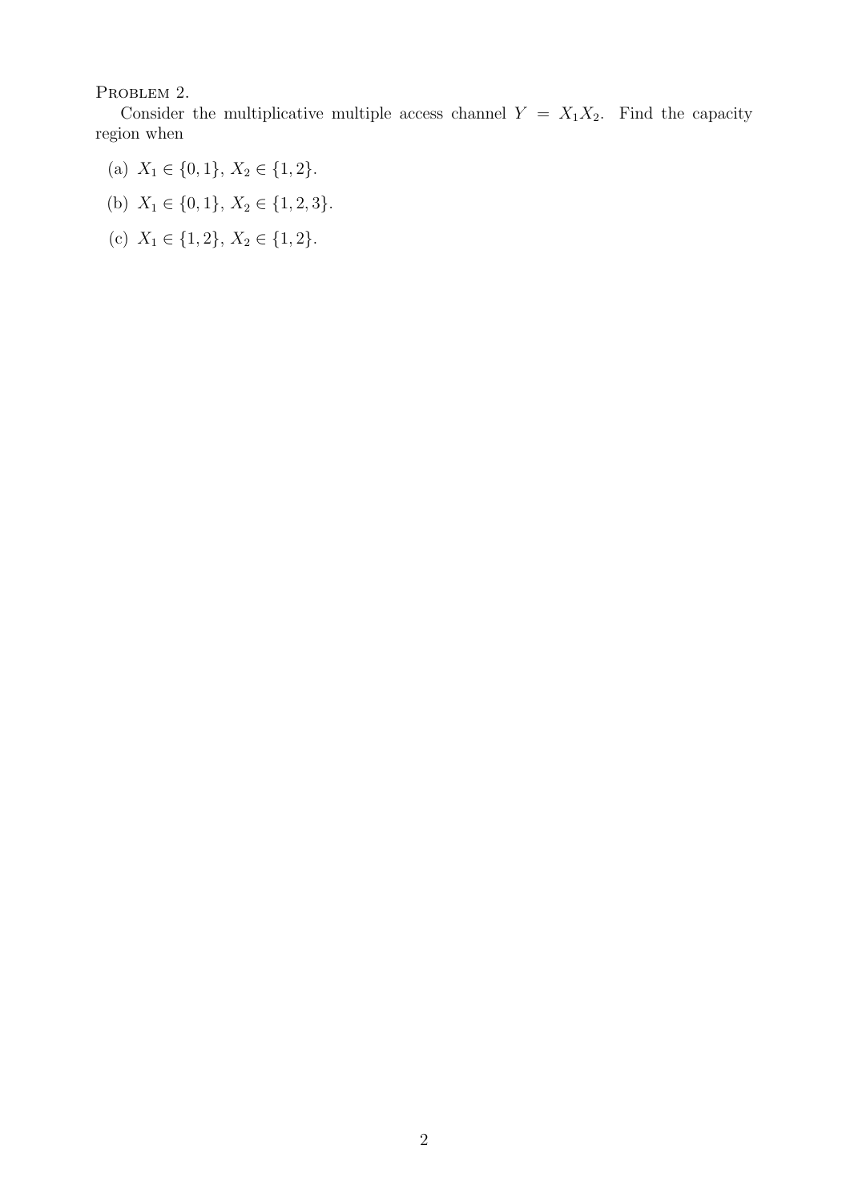Problem 2.

Consider the multiplicative multiple access channel $Y = X_1 X_2$. Find the capacity region when

(a) $X_1 \in \{0, 1\}$, $X_2 \in \{1, 2\}$.

(b) $X_1 \in \{0, 1\}$, $X_2 \in \{1, 2, 3\}$.

(c) $X_1 \in \{1, 2\}$, $X_2 \in \{1, 2\}$.